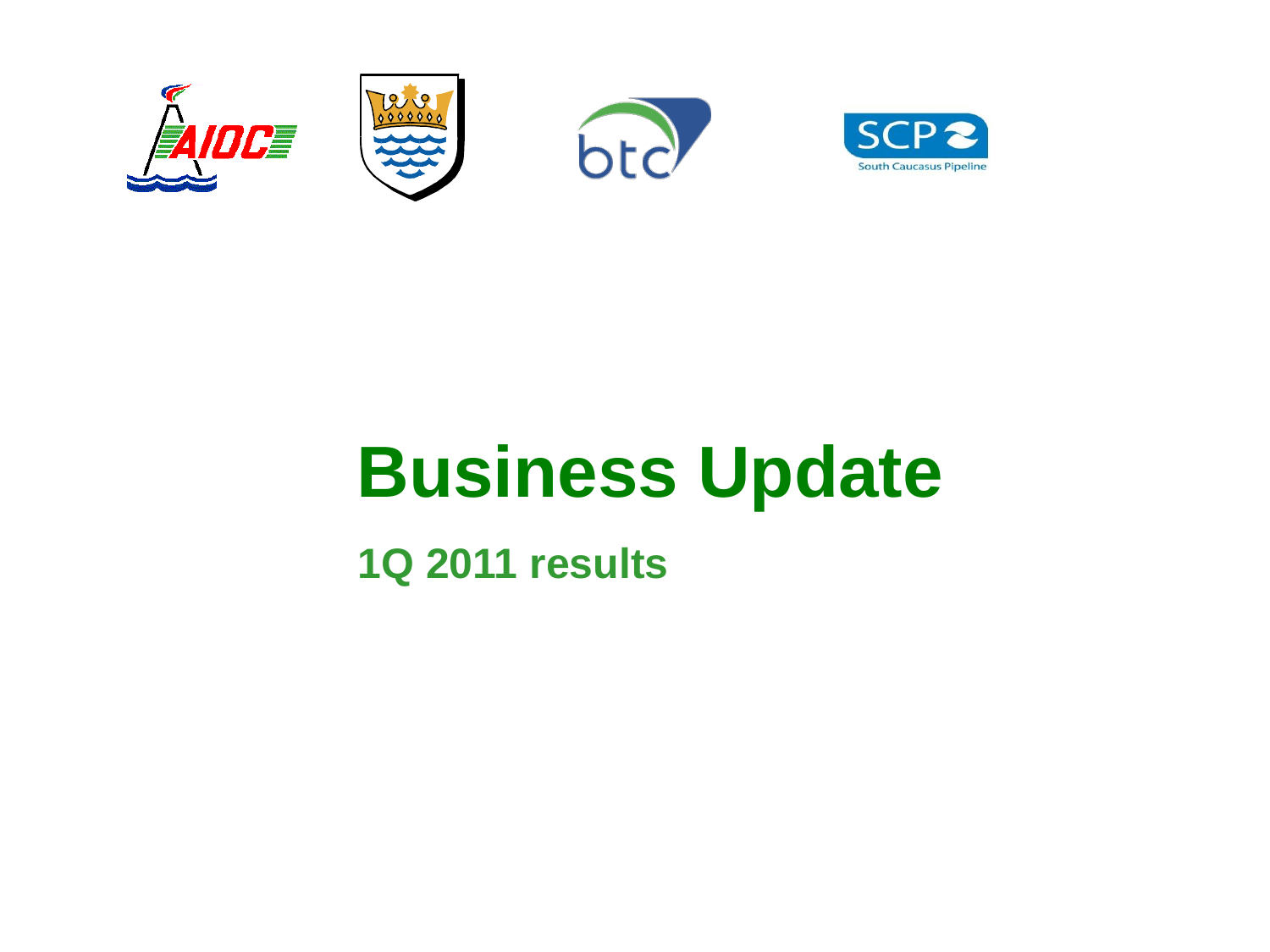# Business Update

## 1Q 2011 results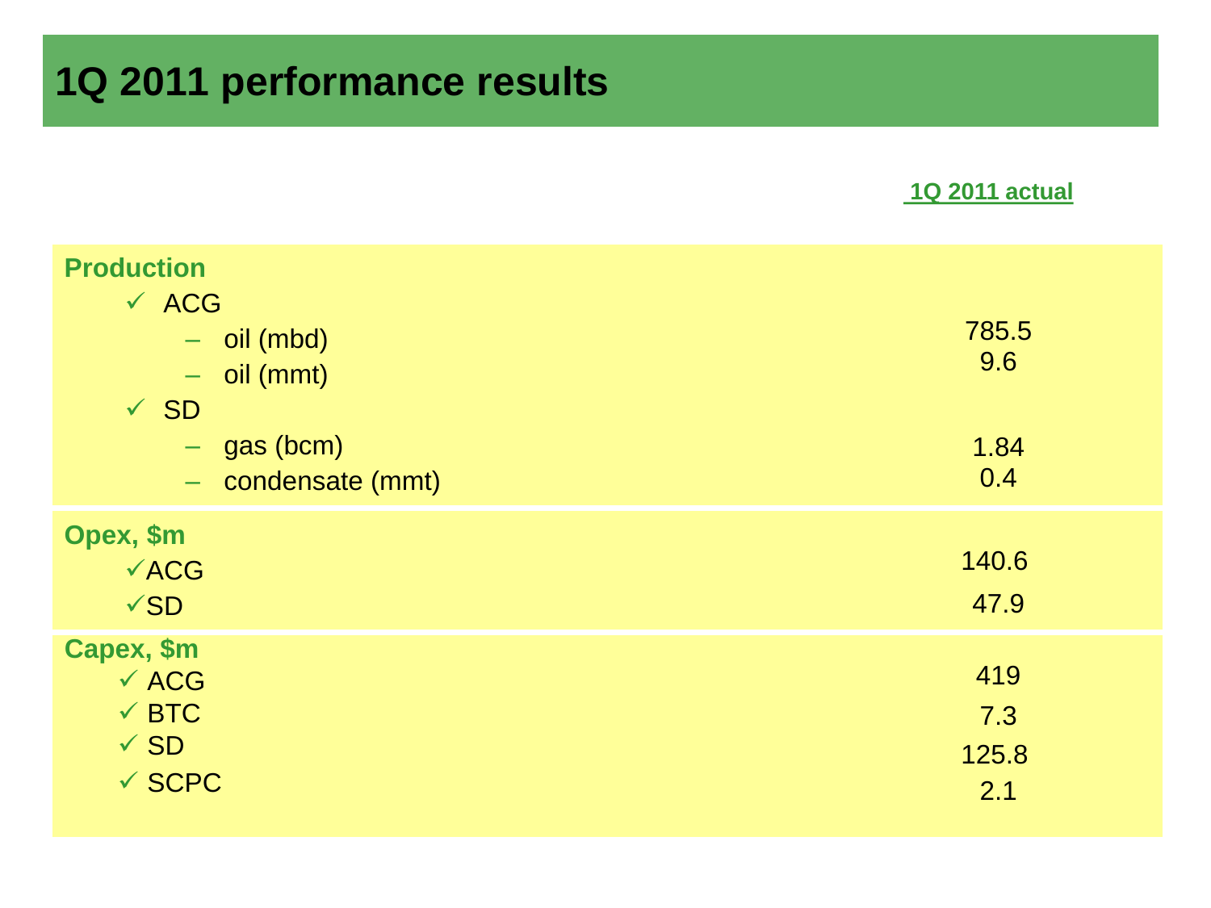# 1Q 2011 performance results

| | 1Q 2011 actual |
|---|---|
| **Production** | |
| ✓ ACG | |
| – oil (mbd) | 785.5 |
| – oil (mmt) | 9.6 |
| ✓ SD | |
| – gas (bcm) | 1.84 |
| – condensate (mmt) | 0.4 |
| **Opex, $m** | |
| ✓ ACG | 140.6 |
| ✓ SD | 47.9 |
| **Capex, $m** | |
| ✓ ACG | 419 |
| ✓ BTC | 7.3 |
| ✓ SD | 125.8 |
| ✓ SCPC | 2.1 |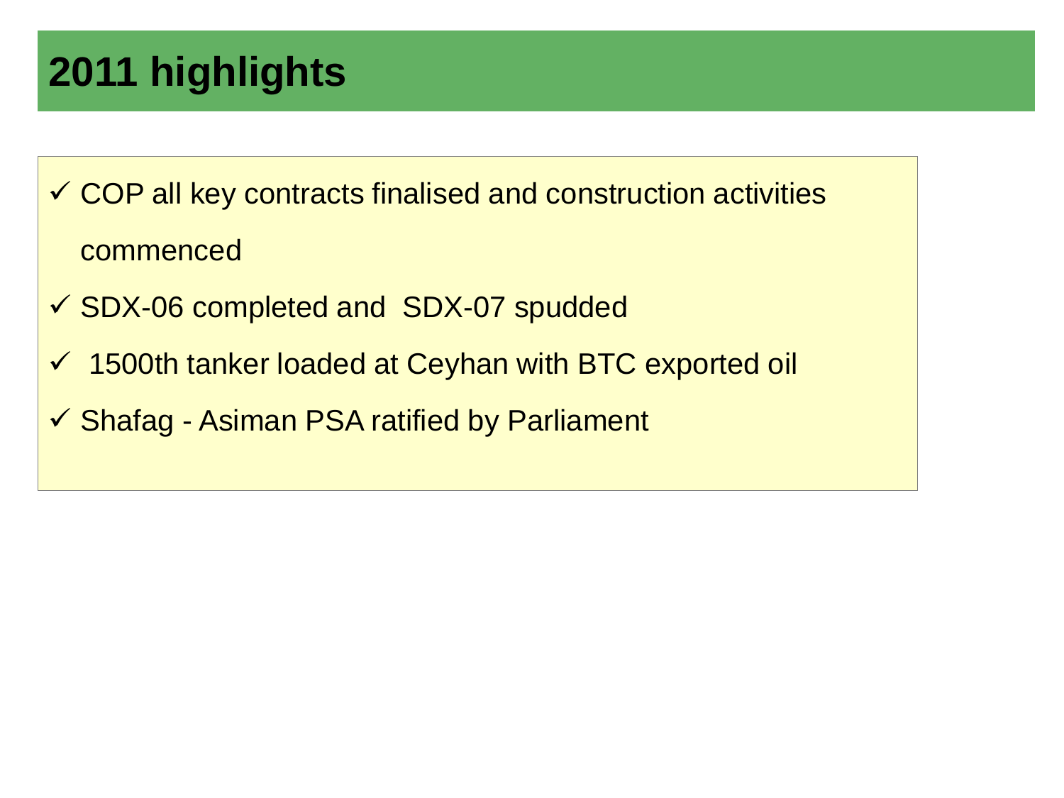# 2011 highlights

- ✓ COP all key contracts finalised and construction activities commenced
- ✓ SDX-06 completed and SDX-07 spudded
- ✓ 1500th tanker loaded at Ceyhan with BTC exported oil
- ✓ Shafag - Asiman PSA ratified by Parliament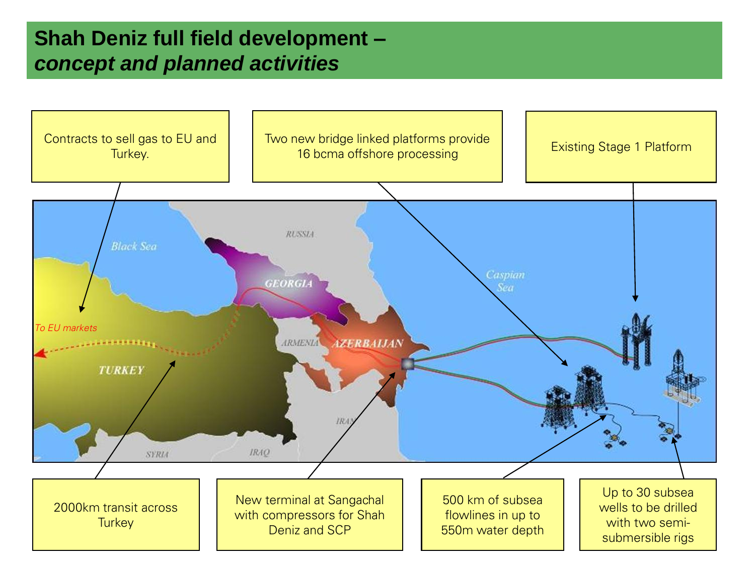# Shah Deniz full field development – *concept and planned activities*

- Contracts to sell gas to EU and Turkey.
- Two new bridge linked platforms provide 16 bcma offshore processing
- Existing Stage 1 Platform
- 2000km transit across Turkey
- New terminal at Sangachal with compressors for Shah Deniz and SCP
- 500 km of subsea flowlines in up to 550m water depth
- Up to 30 subsea wells to be drilled with two semi-submersible rigs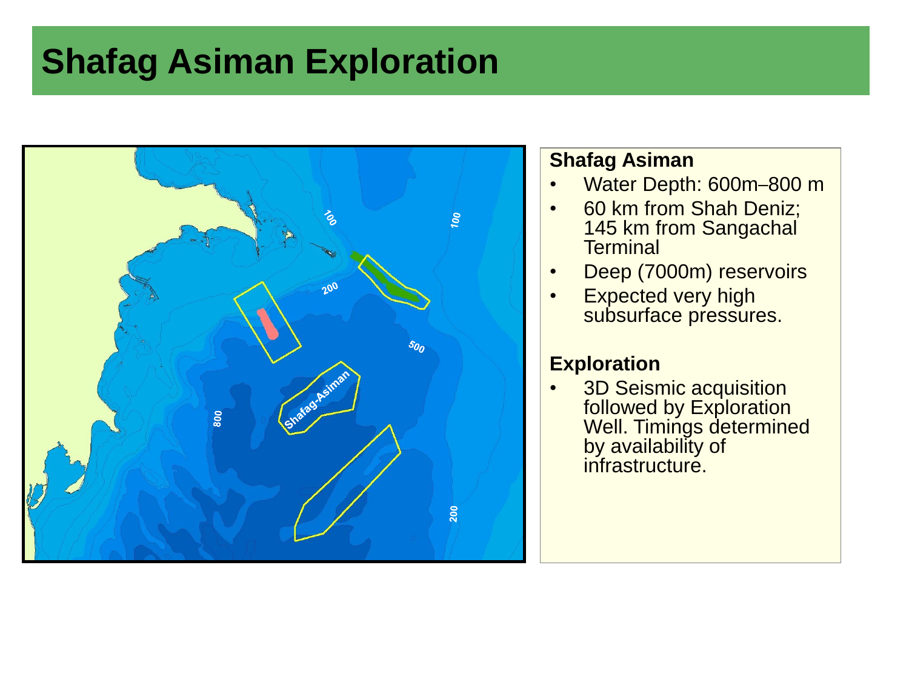# Shafag Asiman Exploration

**Shafag Asiman**

- Water Depth: 600m–800 m
- 60 km from Shah Deniz; 145 km from Sangachal Terminal
- Deep (7000m) reservoirs
- Expected very high subsurface pressures.

**Exploration**

- 3D Seismic acquisition followed by Exploration Well. Timings determined by availability of infrastructure.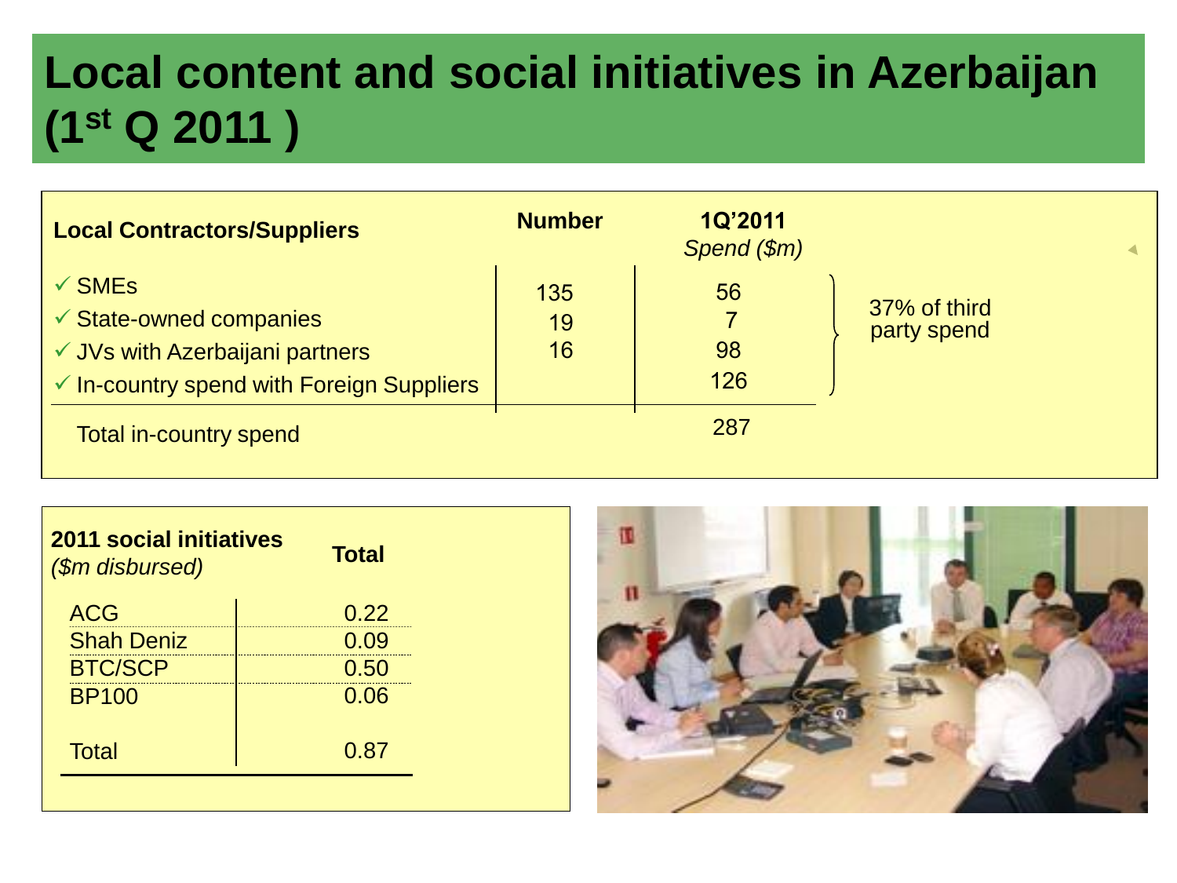# Local content and social initiatives in Azerbaijan (1st Q 2011 )

| Local Contractors/Suppliers | Number | 1Q'2011 *Spend ($m)* | |
|---|---|---|---|
| ✓ SMEs | 135 | 56 | 37% of third party spend |
| ✓ State-owned companies | 19 | 7 | |
| ✓ JVs with Azerbaijani partners | 16 | 98 | |
| ✓ In-country spend with Foreign Suppliers | | 126 | |
| Total in-country spend | | 287 | |

| **2011 social initiatives** *($m disbursed)* | **Total** |
|---|---|
| ACG | 0.22 |
| Shah Deniz | 0.09 |
| BTC/SCP | 0.50 |
| BP100 | 0.06 |
| Total | 0.87 |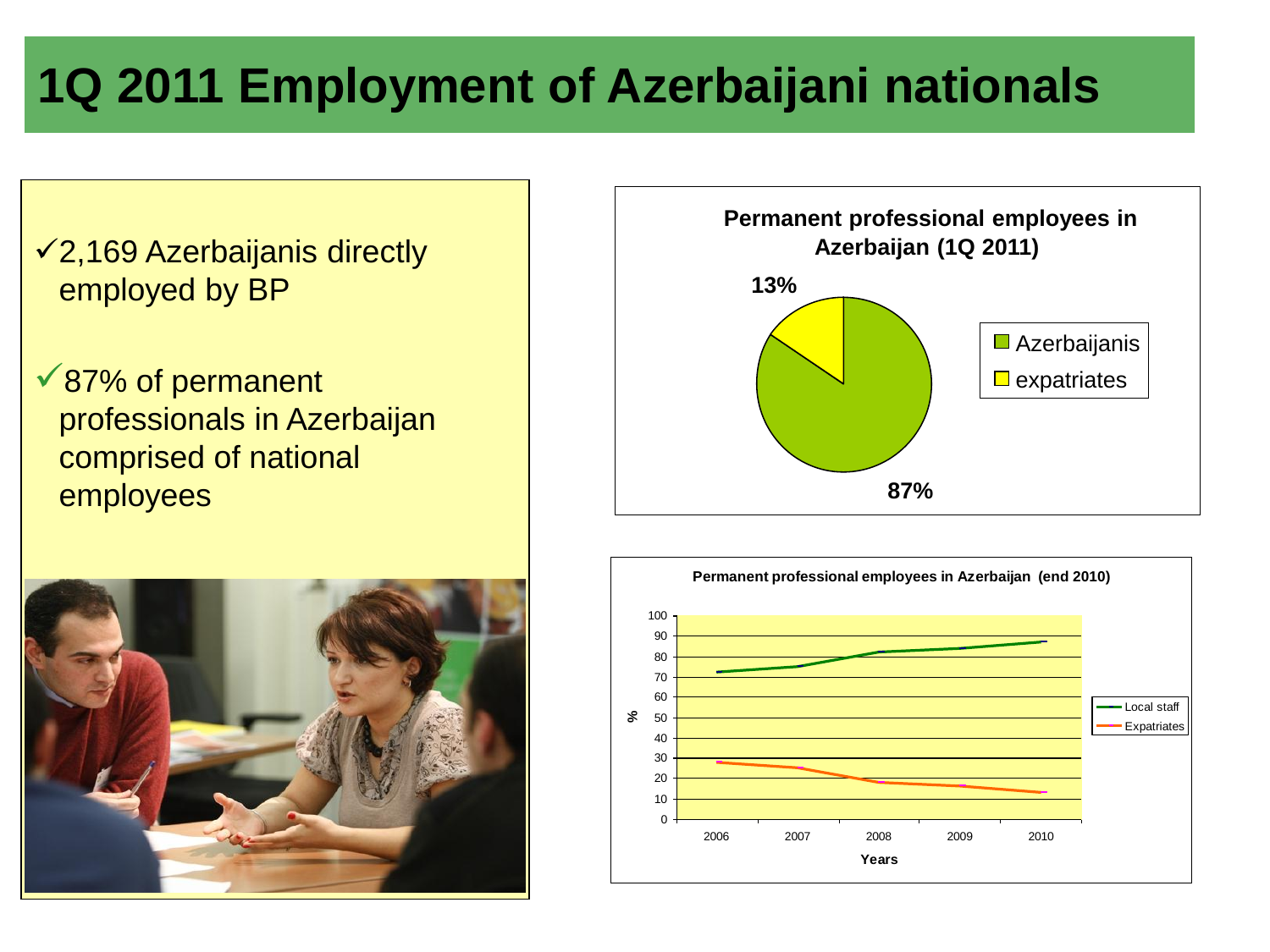# 1Q 2011 Employment of Azerbaijani nationals

- ✓ 2,169 Azerbaijanis directly employed by BP
- ✓ 87% of permanent professionals in Azerbaijan comprised of national employees

**Permanent professional employees in Azerbaijan (1Q 2011)**

| Category | Share |
| --- | --- |
| Azerbaijanis | 87% |
| expatriates | 13% |

**Permanent professional employees in Azerbaijan (end 2010)**

| Years | Local staff (%) | Expatriates (%) |
| --- | --- | --- |
| 2006 | 72 | 28 |
| 2007 | 75 | 25 |
| 2008 | 82 | 18 |
| 2009 | 84 | 16 |
| 2010 | 87 | 13 |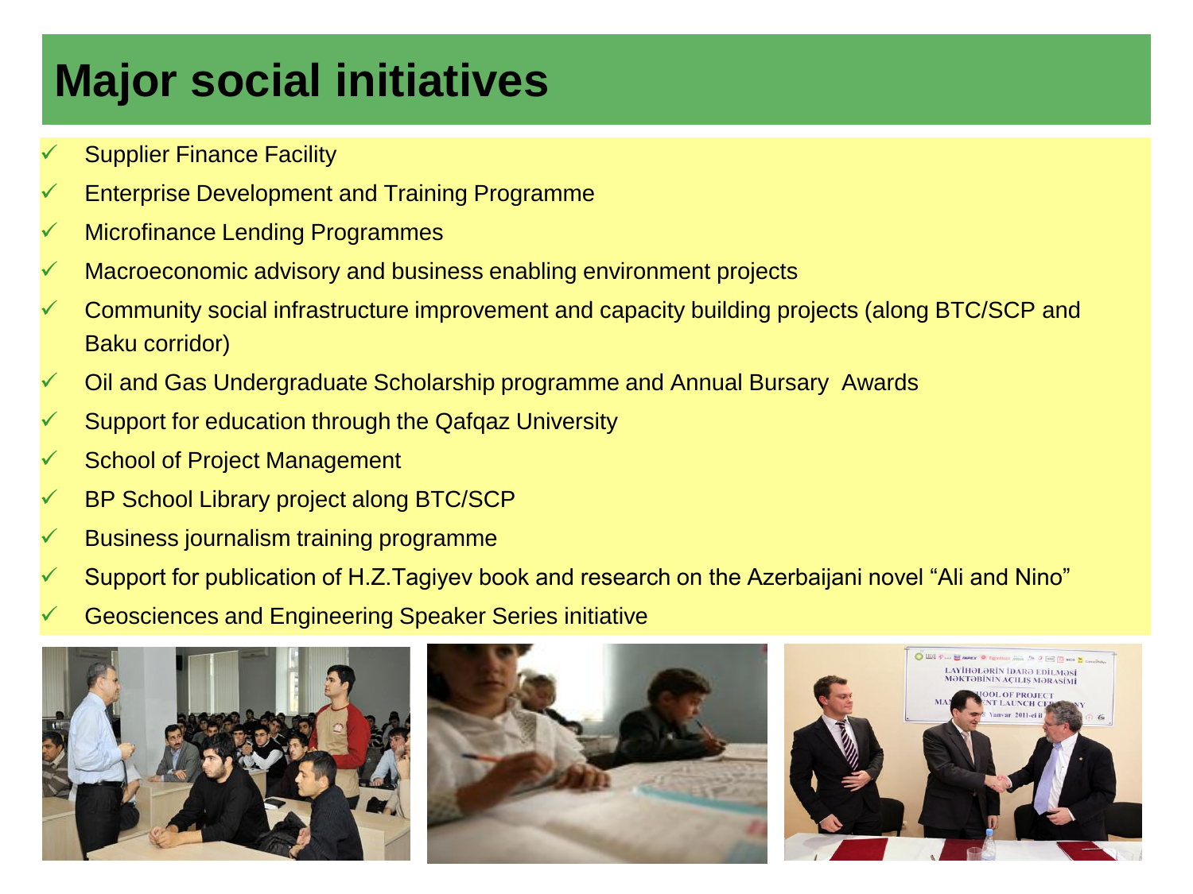# Major social initiatives

- ✓ Supplier Finance Facility
- ✓ Enterprise Development and Training Programme
- ✓ Microfinance Lending Programmes
- ✓ Macroeconomic advisory and business enabling environment projects
- ✓ Community social infrastructure improvement and capacity building projects (along BTC/SCP and Baku corridor)
- ✓ Oil and Gas Undergraduate Scholarship programme and Annual Bursary Awards
- ✓ Support for education through the Qafqaz University
- ✓ School of Project Management
- ✓ BP School Library project along BTC/SCP
- ✓ Business journalism training programme
- ✓ Support for publication of H.Z.Tagiyev book and research on the Azerbaijani novel “Ali and Nino”
- ✓ Geosciences and Engineering Speaker Series initiative